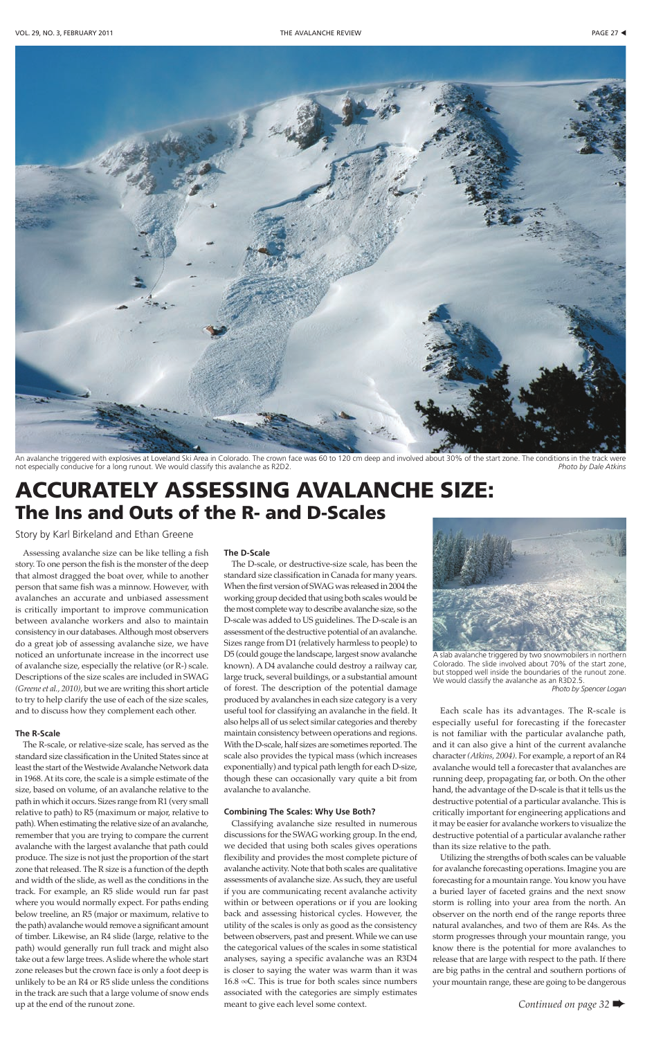An avalanche triggered with explosives at Loveland Ski Area in Colorado. The crown face was 60 to 120 cm deep and involved about 30% of the start zone. The conditions in the track were not especially conducive for a long runout. We would classify this avalanche as R2D2. *Photo by Dale Atkins*

# ACCURATELY ASSESSING AVALANCHE SIZE:
## The Ins and Outs of the R- and D-Scales

Story by Karl Birkeland and Ethan Greene

Assessing avalanche size can be like telling a fish story. To one person the fish is the monster of the deep that almost dragged the boat over, while to another person that same fish was a minnow. However, with avalanches an accurate and unbiased assessment is critically important to improve communication between avalanche workers and also to maintain consistency in our databases. Although most observers do a great job of assessing avalanche size, we have noticed an unfortunate increase in the incorrect use of avalanche size, especially the relative (or R-) scale. Descriptions of the size scales are included in SWAG *(Greene et al., 2010)*, but we are writing this short article to try to help clarify the use of each of the size scales, and to discuss how they complement each other.

### The R-Scale

The R-scale, or relative-size scale, has served as the standard size classification in the United States since at least the start of the Westwide Avalanche Network data in 1968. At its core, the scale is a simple estimate of the size, based on volume, of an avalanche relative to the path in which it occurs. Sizes range from R1 (very small relative to path) to R5 (maximum or major, relative to path). When estimating the relative size of an avalanche, remember that you are trying to compare the current avalanche with the largest avalanche that path could produce. The size is not just the proportion of the start zone that released. The R size is a function of the depth and width of the slide, as well as the conditions in the track. For example, an R5 slide would run far past where you would normally expect. For paths ending below treeline, an R5 (major or maximum, relative to the path) avalanche would remove a significant amount of timber. Likewise, an R4 slide (large, relative to the path) would generally run full track and might also take out a few large trees. A slide where the whole start zone releases but the crown face is only a foot deep is unlikely to be an R4 or R5 slide unless the conditions in the track are such that a large volume of snow ends up at the end of the runout zone.

### The D-Scale

The D-scale, or destructive-size scale, has been the standard size classification in Canada for many years. When the first version of SWAG was released in 2004 the working group decided that using both scales would be the most complete way to describe avalanche size, so the D-scale was added to US guidelines. The D-scale is an assessment of the destructive potential of an avalanche. Sizes range from D1 (relatively harmless to people) to D5 (could gouge the landscape, largest snow avalanche known). A D4 avalanche could destroy a railway car, large truck, several buildings, or a substantial amount of forest. The description of the potential damage produced by avalanches in each size category is a very useful tool for classifying an avalanche in the field. It also helps all of us select similar categories and thereby maintain consistency between operations and regions. With the D-scale, half sizes are sometimes reported. The scale also provides the typical mass (which increases exponentially) and typical path length for each D-size, though these can occasionally vary quite a bit from avalanche to avalanche.

### Combining The Scales: Why Use Both?

Classifying avalanche size resulted in numerous discussions for the SWAG working group. In the end, we decided that using both scales gives operations flexibility and provides the most complete picture of avalanche activity. Note that both scales are qualitative assessments of avalanche size. As such, they are useful if you are communicating recent avalanche activity within or between operations or if you are looking back and assessing historical cycles. However, the utility of the scales is only as good as the consistency between observers, past and present. While we can use the categorical values of the scales in some statistical analyses, saying a specific avalanche was an R3D4 is closer to saying the water was warm than it was 16.8 ∞C. This is true for both scales since numbers associated with the categories are simply estimates meant to give each level some context.

A slab avalanche triggered by two snowmobilers in northern Colorado. The slide involved about 70% of the start zone, but stopped well inside the boundaries of the runout zone. We would classify the avalanche as an R3D2.5. *Photo by Spencer Logan*

Each scale has its advantages. The R-scale is especially useful for forecasting if the forecaster is not familiar with the particular avalanche path, and it can also give a hint of the current avalanche character *(Atkins, 2004)*. For example, a report of an R4 avalanche would tell a forecaster that avalanches are running deep, propagating far, or both. On the other hand, the advantage of the D-scale is that it tells us the destructive potential of a particular avalanche. This is critically important for engineering applications and it may be easier for avalanche workers to visualize the destructive potential of a particular avalanche rather than its size relative to the path.

Utilizing the strengths of both scales can be valuable for avalanche forecasting operations. Imagine you are forecasting for a mountain range. You know you have a buried layer of faceted grains and the next snow storm is rolling into your area from the north. An observer on the north end of the range reports three natural avalanches, and two of them are R4s. As the storm progresses through your mountain range, you know there is the potential for more avalanches to release that are large with respect to the path. If there are big paths in the central and southern portions of your mountain range, these are going to be dangerous

*Continued on page 32* ➡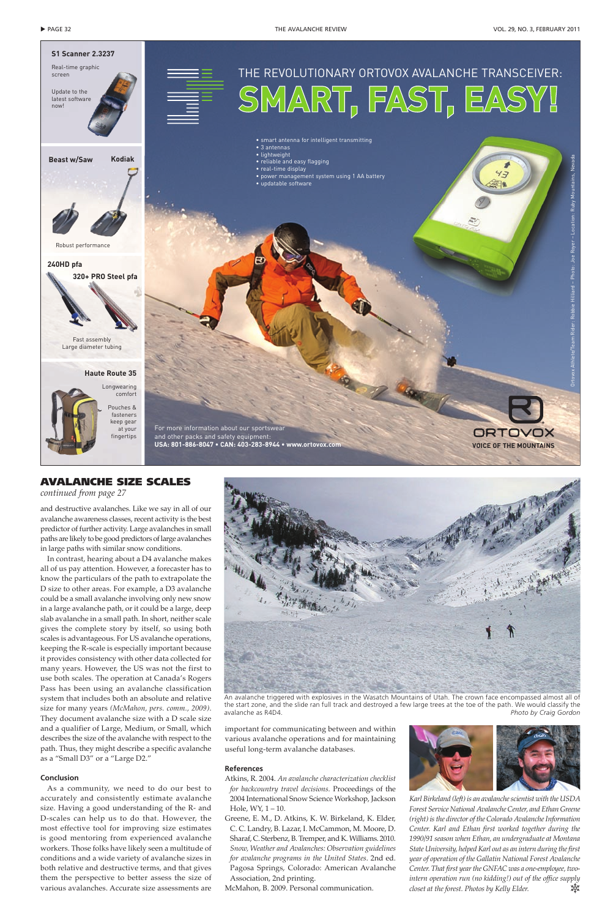THE REVOLUTIONARY ORTOVOX AVALANCHE TRANSCEIVER:

SMART, FAST, EASY!

- smart antenna for intelligent transmitting
- 3 antennas
- lightweight
- reliable and easy flagging
- real-time display
- power management system using 1 AA battery
- updatable software

S1 Scanner 2.3237

Real-time graphic screen

Update to the latest software now!

Beast w/Saw

Kodiak

Robust performance

240HD pfa

320+ PRO Steel pfa

Fast assembly
Large diameter tubing

Haute Route 35

Longwearing comfort

Pouches & fasteners keep gear at your fingertips

For more information about our sportswear and other packs and safety equipment:
**USA: 801-886-8047 • CAN: 403-283-8944 • www.ortovox.com**

ORTOVOX
VOICE OF THE MOUNTAINS

Ortovox Athlete/Team Rider: Robbie Hilliard – Photo: Joe Royer – Location: Ruby Mountains, Nevada

## AVALANCHE SIZE SCALES

*continued from page 27*

and destructive avalanches. Like we say in all of our avalanche awareness classes, recent activity is the best predictor of further activity. Large avalanches in small paths are likely to be good predictors of large avalanches in large paths with similar snow conditions.

In contrast, hearing about a D4 avalanche makes all of us pay attention. However, a forecaster has to know the particulars of the path to extrapolate the D size to other areas. For example, a D3 avalanche could be a small avalanche involving only new snow in a large avalanche path, or it could be a large, deep slab avalanche in a small path. In short, neither scale gives the complete story by itself, so using both scales is advantageous. For US avalanche operations, keeping the R-scale is especially important because it provides consistency with other data collected for many years. However, the US was not the first to use both scales. The operation at Canada's Rogers Pass has been using an avalanche classification system that includes both an absolute and relative system for many years *(McMahon, pers. comm., 2009)*. They document avalanche size with a D scale size and a qualifier of Large, Medium, or Small, which describes the size of the avalanche with respect to the path. Thus, they might describe a specific avalanche as a "Small D3" or a "Large D2."

### Conclusion

As a community, we need to do our best to accurately and consistently estimate avalanche size. Having a good understanding of the R- and D-scales can help us to do that. However, the most effective tool for improving size estimates is good mentoring from experienced avalanche workers. Those folks have likely seen a multitude of conditions and a wide variety of avalanche sizes in both relative and destructive terms, and that gives them the perspective to better assess the size of various avalanches. Accurate size assessments are important for communicating between and within various avalanche operations and for maintaining useful long-term avalanche databases.

An avalanche triggered with explosives in the Wasatch Mountains of Utah. The crown face encompassed almost all of the start zone, and the slide ran full track and destroyed a few large trees at the toe of the path. We would classify the avalanche as R4D4. *Photo by Craig Gordon*

### References

Atkins, R. 2004. *An avalanche characterization checklist for backcountry travel decisions.* Proceedings of the 2004 International Snow Science Workshop, Jackson Hole, WY, 1 – 10.

Greene, E. M., D. Atkins, K. W. Birkeland, K. Elder, C. C. Landry, B. Lazar, I. McCammon, M. Moore, D. Sharaf, C. Sterbenz, B. Tremper, and K. Williams. 2010. *Snow, Weather and Avalanches: Observation guidelines for avalanche programs in the United States.* 2nd ed. Pagosa Springs, Colorado: American Avalanche Association, 2nd printing.

McMahon, B. 2009. Personal communication.

*Karl Birkeland (left) is an avalanche scientist with the USDA Forest Service National Avalanche Center, and Ethan Greene (right) is the director of the Colorado Avalanche Information Center. Karl and Ethan first worked together during the 1990/91 season when Ethan, an undergraduate at Montana State University, helped Karl out as an intern during the first year of operation of the Gallatin National Forest Avalanche Center. That first year the GNFAC was a one-employee, two-intern operation run (no kidding!) out of the office supply closet at the forest. Photos by Kelly Elder.*